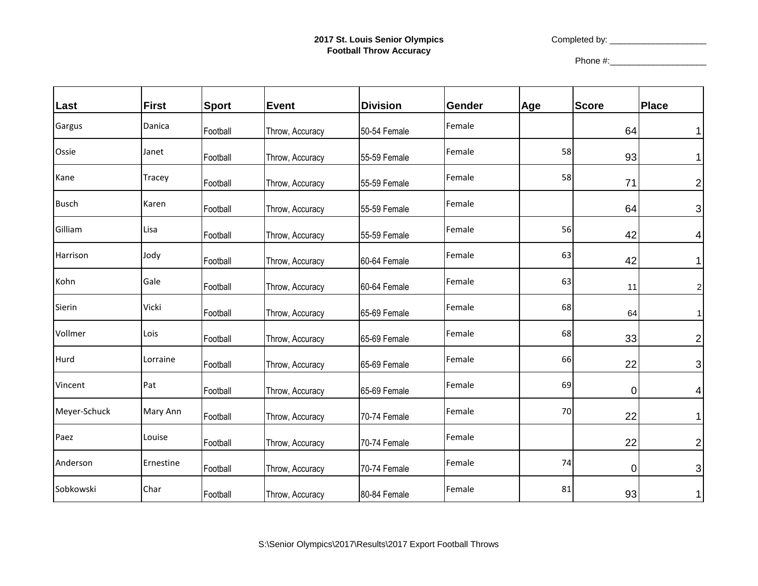**2017 St. Louis Senior Olympics**
**Football Throw Accuracy**

Completed by: ____________________

Phone #:____________________

| Last | First | Sport | Event | Division | Gender | Age | Score | Place |
|---|---|---|---|---|---|---|---|---|
| Gargus | Danica | Football | Throw, Accuracy | 50-54 Female | Female | | 64 | 1 |
| Ossie | Janet | Football | Throw, Accuracy | 55-59 Female | Female | 58 | 93 | 1 |
| Kane | Tracey | Football | Throw, Accuracy | 55-59 Female | Female | 58 | 71 | 2 |
| Busch | Karen | Football | Throw, Accuracy | 55-59 Female | Female | | 64 | 3 |
| Gilliam | Lisa | Football | Throw, Accuracy | 55-59 Female | Female | 56 | 42 | 4 |
| Harrison | Jody | Football | Throw, Accuracy | 60-64 Female | Female | 63 | 42 | 1 |
| Kohn | Gale | Football | Throw, Accuracy | 60-64 Female | Female | 63 | 11 | 2 |
| Sierin | Vicki | Football | Throw, Accuracy | 65-69 Female | Female | 68 | 64 | 1 |
| Vollmer | Lois | Football | Throw, Accuracy | 65-69 Female | Female | 68 | 33 | 2 |
| Hurd | Lorraine | Football | Throw, Accuracy | 65-69 Female | Female | 66 | 22 | 3 |
| Vincent | Pat | Football | Throw, Accuracy | 65-69 Female | Female | 69 | 0 | 4 |
| Meyer-Schuck | Mary Ann | Football | Throw, Accuracy | 70-74 Female | Female | 70 | 22 | 1 |
| Paez | Louise | Football | Throw, Accuracy | 70-74 Female | Female | | 22 | 2 |
| Anderson | Ernestine | Football | Throw, Accuracy | 70-74 Female | Female | 74 | 0 | 3 |
| Sobkowski | Char | Football | Throw, Accuracy | 80-84 Female | Female | 81 | 93 | 1 |

S:\Senior Olympics\2017\Results\2017 Export Football Throws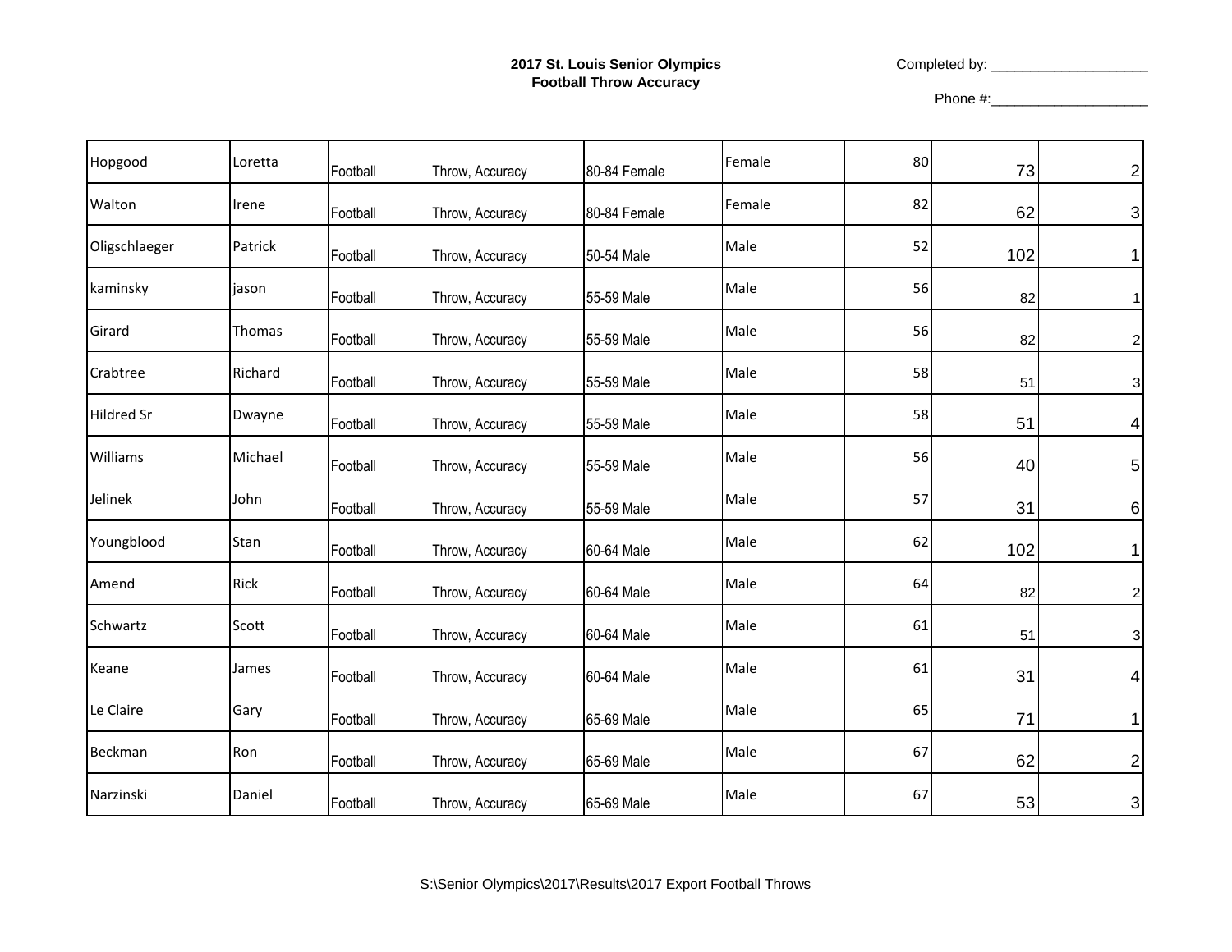**2017 St. Louis Senior Olympics**
**Football Throw Accuracy**

Completed by: ____________________

Phone #:____________________

| | | | | | | | | |
|---|---|---|---|---|---|---|---|---|
| Hopgood | Loretta | Football | Throw, Accuracy | 80-84 Female | Female | 80 | 73 | 2 |
| Walton | Irene | Football | Throw, Accuracy | 80-84 Female | Female | 82 | 62 | 3 |
| Oligschlaeger | Patrick | Football | Throw, Accuracy | 50-54 Male | Male | 52 | 102 | 1 |
| kaminsky | jason | Football | Throw, Accuracy | 55-59 Male | Male | 56 | 82 | 1 |
| Girard | Thomas | Football | Throw, Accuracy | 55-59 Male | Male | 56 | 82 | 2 |
| Crabtree | Richard | Football | Throw, Accuracy | 55-59 Male | Male | 58 | 51 | 3 |
| Hildred Sr | Dwayne | Football | Throw, Accuracy | 55-59 Male | Male | 58 | 51 | 4 |
| Williams | Michael | Football | Throw, Accuracy | 55-59 Male | Male | 56 | 40 | 5 |
| Jelinek | John | Football | Throw, Accuracy | 55-59 Male | Male | 57 | 31 | 6 |
| Youngblood | Stan | Football | Throw, Accuracy | 60-64 Male | Male | 62 | 102 | 1 |
| Amend | Rick | Football | Throw, Accuracy | 60-64 Male | Male | 64 | 82 | 2 |
| Schwartz | Scott | Football | Throw, Accuracy | 60-64 Male | Male | 61 | 51 | 3 |
| Keane | James | Football | Throw, Accuracy | 60-64 Male | Male | 61 | 31 | 4 |
| Le Claire | Gary | Football | Throw, Accuracy | 65-69 Male | Male | 65 | 71 | 1 |
| Beckman | Ron | Football | Throw, Accuracy | 65-69 Male | Male | 67 | 62 | 2 |
| Narzinski | Daniel | Football | Throw, Accuracy | 65-69 Male | Male | 67 | 53 | 3 |

S:\Senior Olympics\2017\Results\2017 Export Football Throws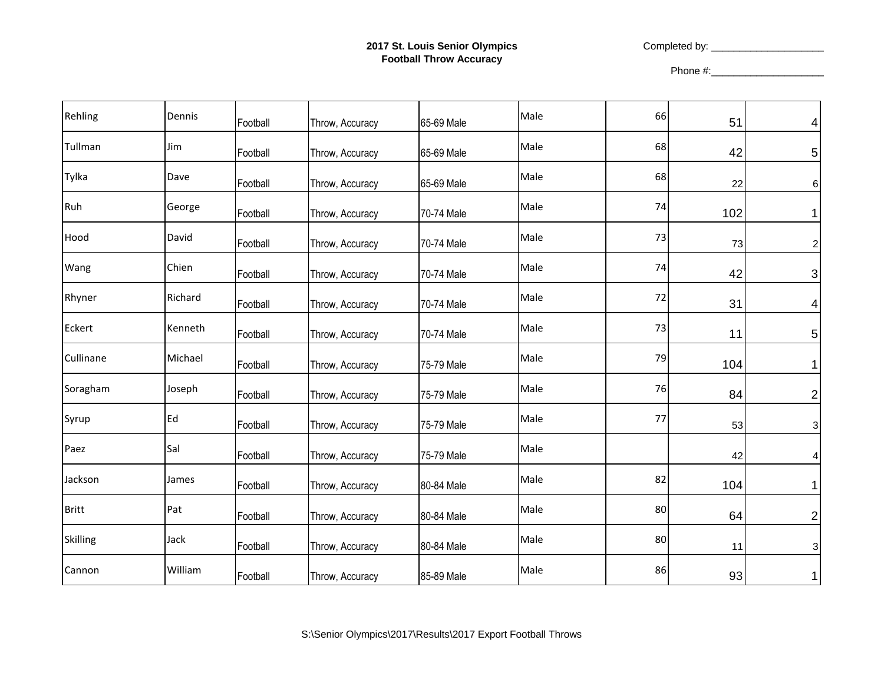**2017 St. Louis Senior Olympics**
**Football Throw Accuracy**

Completed by: ____________________

Phone #:____________________

| | | | | | | | | |
|---|---|---|---|---|---|---|---|---|
| Rehling | Dennis | Football | Throw, Accuracy | 65-69 Male | Male | 66 | 51 | 4 |
| Tullman | Jim | Football | Throw, Accuracy | 65-69 Male | Male | 68 | 42 | 5 |
| Tylka | Dave | Football | Throw, Accuracy | 65-69 Male | Male | 68 | 22 | 6 |
| Ruh | George | Football | Throw, Accuracy | 70-74 Male | Male | 74 | 102 | 1 |
| Hood | David | Football | Throw, Accuracy | 70-74 Male | Male | 73 | 73 | 2 |
| Wang | Chien | Football | Throw, Accuracy | 70-74 Male | Male | 74 | 42 | 3 |
| Rhyner | Richard | Football | Throw, Accuracy | 70-74 Male | Male | 72 | 31 | 4 |
| Eckert | Kenneth | Football | Throw, Accuracy | 70-74 Male | Male | 73 | 11 | 5 |
| Cullinane | Michael | Football | Throw, Accuracy | 75-79 Male | Male | 79 | 104 | 1 |
| Soragham | Joseph | Football | Throw, Accuracy | 75-79 Male | Male | 76 | 84 | 2 |
| Syrup | Ed | Football | Throw, Accuracy | 75-79 Male | Male | 77 | 53 | 3 |
| Paez | Sal | Football | Throw, Accuracy | 75-79 Male | Male | | 42 | 4 |
| Jackson | James | Football | Throw, Accuracy | 80-84 Male | Male | 82 | 104 | 1 |
| Britt | Pat | Football | Throw, Accuracy | 80-84 Male | Male | 80 | 64 | 2 |
| Skilling | Jack | Football | Throw, Accuracy | 80-84 Male | Male | 80 | 11 | 3 |
| Cannon | William | Football | Throw, Accuracy | 85-89 Male | Male | 86 | 93 | 1 |

S:\Senior Olympics\2017\Results\2017 Export Football Throws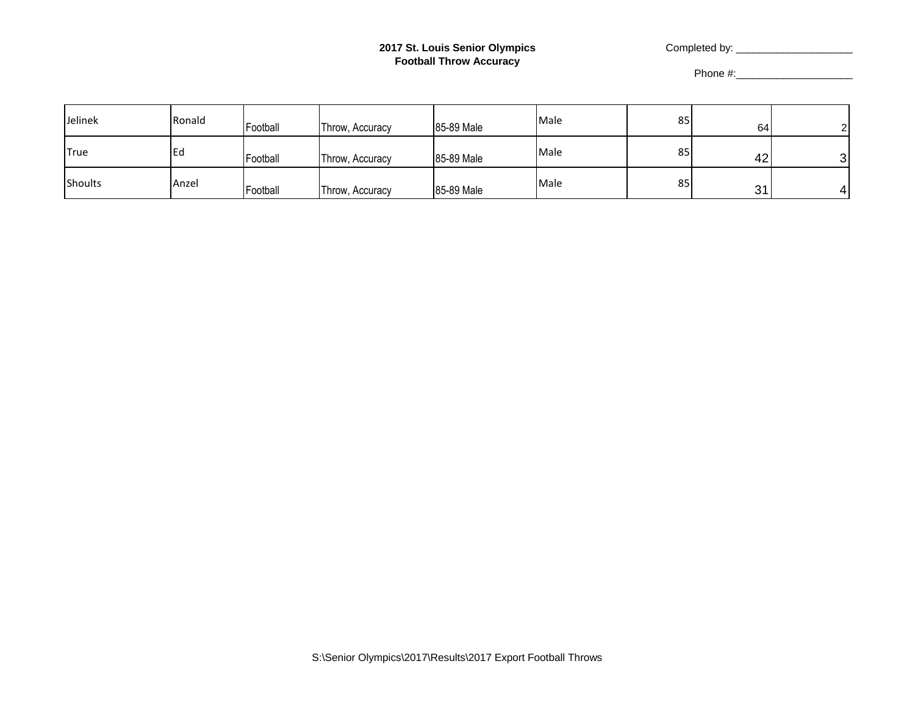**2017 St. Louis Senior Olympics**
**Football Throw Accuracy**

Completed by: ____________________

Phone #:____________________

| | | | | | | | | |
|---|---|---|---|---|---|---|---|---|
| Jelinek | Ronald | Football | Throw, Accuracy | 85-89 Male | Male | 85 | 64 | 2 |
| True | Ed | Football | Throw, Accuracy | 85-89 Male | Male | 85 | 42 | 3 |
| Shoults | Anzel | Football | Throw, Accuracy | 85-89 Male | Male | 85 | 31 | 4 |

S:\Senior Olympics\2017\Results\2017 Export Football Throws